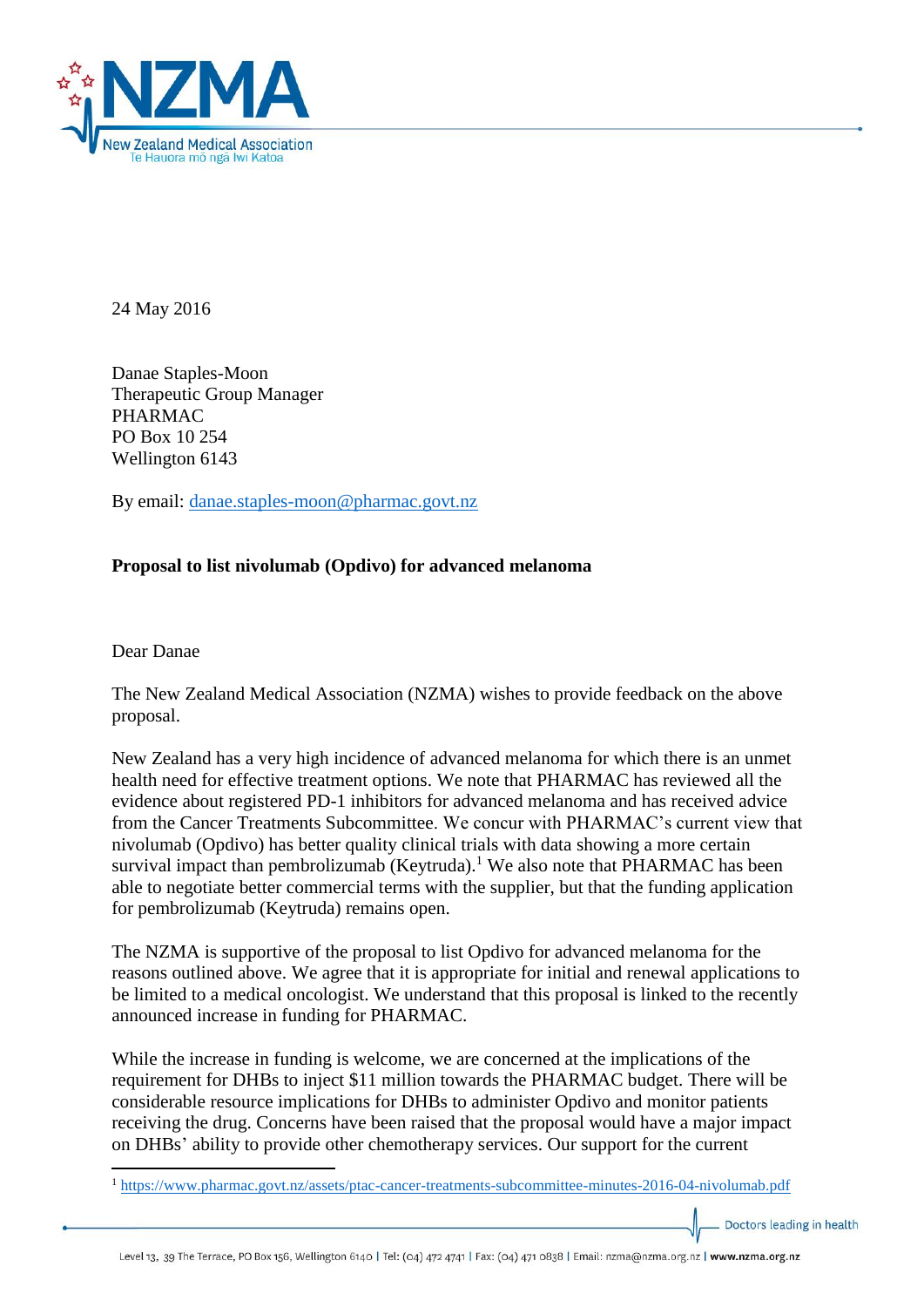24 May 2016

Danae Staples-Moon
Therapeutic Group Manager
PHARMAC
PO Box 10 254
Wellington 6143

By email: danae.staples-moon@pharmac.govt.nz

**Proposal to list nivolumab (Opdivo) for advanced melanoma**

Dear Danae

The New Zealand Medical Association (NZMA) wishes to provide feedback on the above proposal.

New Zealand has a very high incidence of advanced melanoma for which there is an unmet health need for effective treatment options. We note that PHARMAC has reviewed all the evidence about registered PD-1 inhibitors for advanced melanoma and has received advice from the Cancer Treatments Subcommittee. We concur with PHARMAC's current view that nivolumab (Opdivo) has better quality clinical trials with data showing a more certain survival impact than pembrolizumab (Keytruda).[1] We also note that PHARMAC has been able to negotiate better commercial terms with the supplier, but that the funding application for pembrolizumab (Keytruda) remains open.

The NZMA is supportive of the proposal to list Opdivo for advanced melanoma for the reasons outlined above. We agree that it is appropriate for initial and renewal applications to be limited to a medical oncologist. We understand that this proposal is linked to the recently announced increase in funding for PHARMAC.

While the increase in funding is welcome, we are concerned at the implications of the requirement for DHBs to inject $11 million towards the PHARMAC budget. There will be considerable resource implications for DHBs to administer Opdivo and monitor patients receiving the drug. Concerns have been raised that the proposal would have a major impact on DHBs' ability to provide other chemotherapy services. Our support for the current

[1] https://www.pharmac.govt.nz/assets/ptac-cancer-treatments-subcommittee-minutes-2016-04-nivolumab.pdf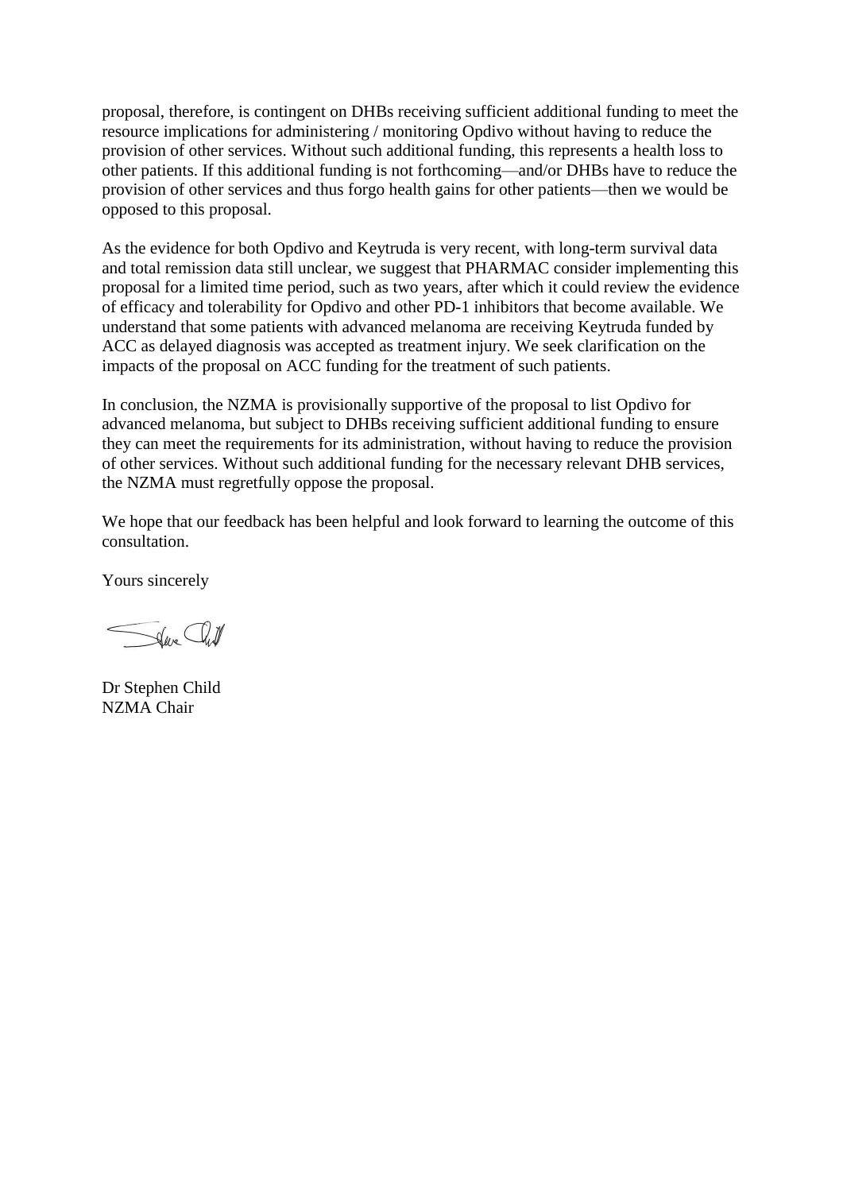proposal, therefore, is contingent on DHBs receiving sufficient additional funding to meet the resource implications for administering / monitoring Opdivo without having to reduce the provision of other services. Without such additional funding, this represents a health loss to other patients. If this additional funding is not forthcoming—and/or DHBs have to reduce the provision of other services and thus forgo health gains for other patients—then we would be opposed to this proposal.

As the evidence for both Opdivo and Keytruda is very recent, with long-term survival data and total remission data still unclear, we suggest that PHARMAC consider implementing this proposal for a limited time period, such as two years, after which it could review the evidence of efficacy and tolerability for Opdivo and other PD-1 inhibitors that become available. We understand that some patients with advanced melanoma are receiving Keytruda funded by ACC as delayed diagnosis was accepted as treatment injury. We seek clarification on the impacts of the proposal on ACC funding for the treatment of such patients.

In conclusion, the NZMA is provisionally supportive of the proposal to list Opdivo for advanced melanoma, but subject to DHBs receiving sufficient additional funding to ensure they can meet the requirements for its administration, without having to reduce the provision of other services. Without such additional funding for the necessary relevant DHB services, the NZMA must regretfully oppose the proposal.

We hope that our feedback has been helpful and look forward to learning the outcome of this consultation.

Yours sincerely

Dr Stephen Child
NZMA Chair